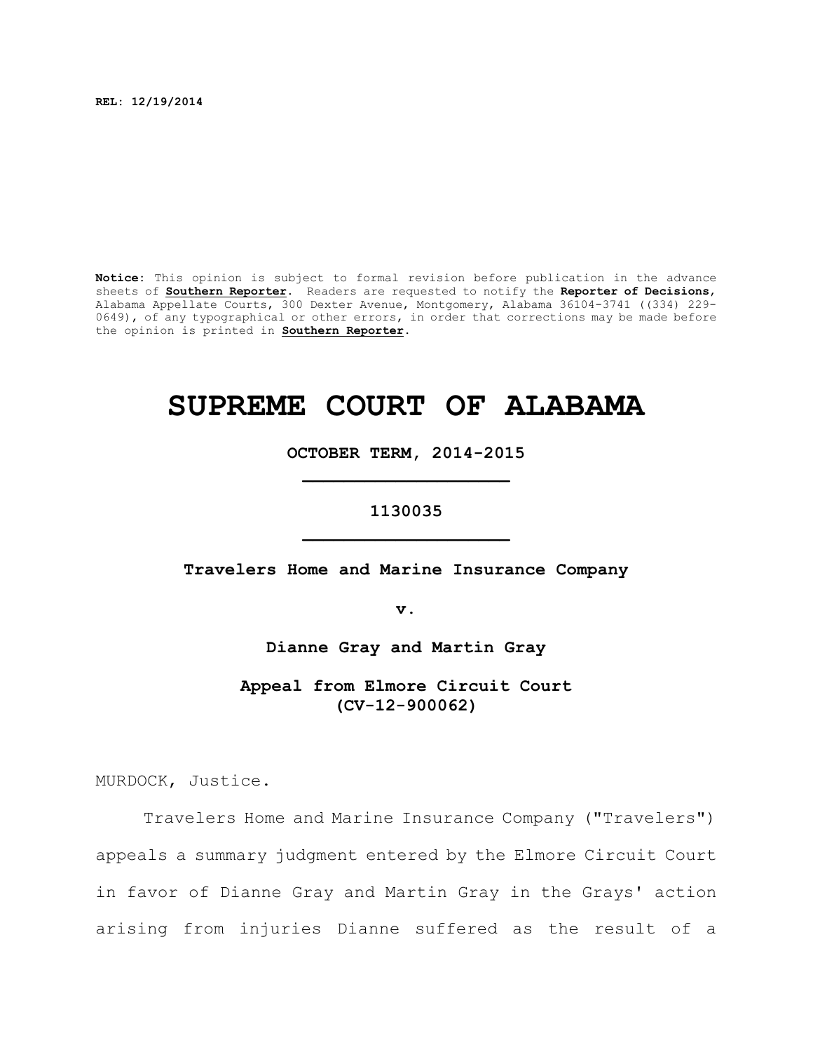**REL: 12/19/2014**

**Notice:** This opinion is subject to formal revision before publication in the advance sheets of **Southern Reporter**. Readers are requested to notify the **Reporter of Decisions**, Alabama Appellate Courts, 300 Dexter Avenue, Montgomery, Alabama 36104-3741 ((334) 229-0649), of any typographical or other errors, in order that corrections may be made before the opinion is printed in **Southern Reporter**.

# SUPREME COURT OF ALABAMA

**OCTOBER TERM, 2014-2015**

**1130035**

**Travelers Home and Marine Insurance Company**

**v.**

**Dianne Gray and Martin Gray**

**Appeal from Elmore Circuit Court (CV-12-900062)**

MURDOCK, Justice.

Travelers Home and Marine Insurance Company ("Travelers") appeals a summary judgment entered by the Elmore Circuit Court in favor of Dianne Gray and Martin Gray in the Grays' action arising from injuries Dianne suffered as the result of a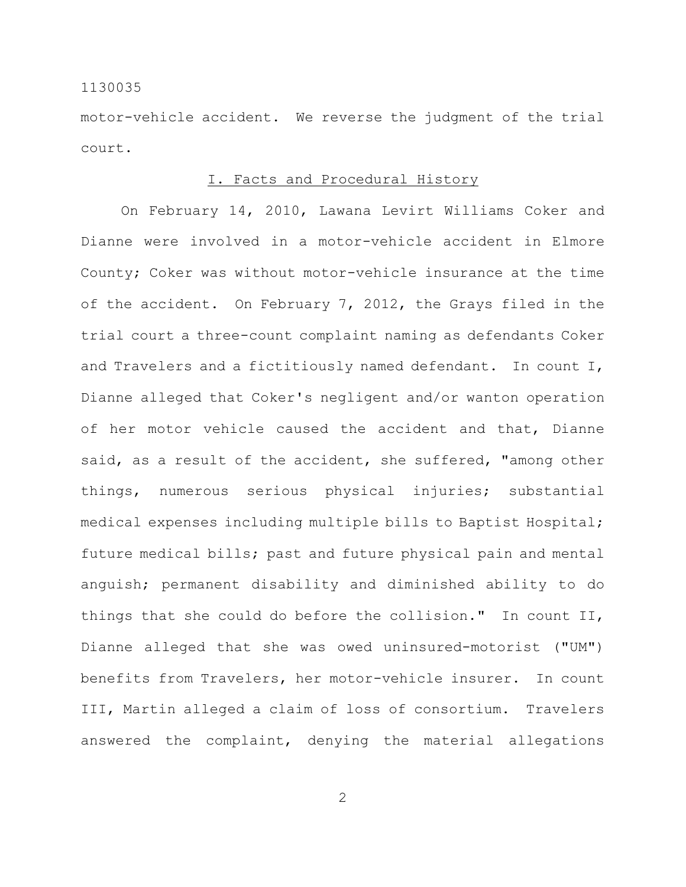motor-vehicle accident. We reverse the judgment of the trial court.

## I. Facts and Procedural History

On February 14, 2010, Lawana Levirt Williams Coker and Dianne were involved in a motor-vehicle accident in Elmore County; Coker was without motor-vehicle insurance at the time of the accident. On February 7, 2012, the Grays filed in the trial court a three-count complaint naming as defendants Coker and Travelers and a fictitiously named defendant. In count I, Dianne alleged that Coker's negligent and/or wanton operation of her motor vehicle caused the accident and that, Dianne said, as a result of the accident, she suffered, "among other things, numerous serious physical injuries; substantial medical expenses including multiple bills to Baptist Hospital; future medical bills; past and future physical pain and mental anguish; permanent disability and diminished ability to do things that she could do before the collision." In count II, Dianne alleged that she was owed uninsured-motorist ("UM") benefits from Travelers, her motor-vehicle insurer. In count III, Martin alleged a claim of loss of consortium. Travelers answered the complaint, denying the material allegations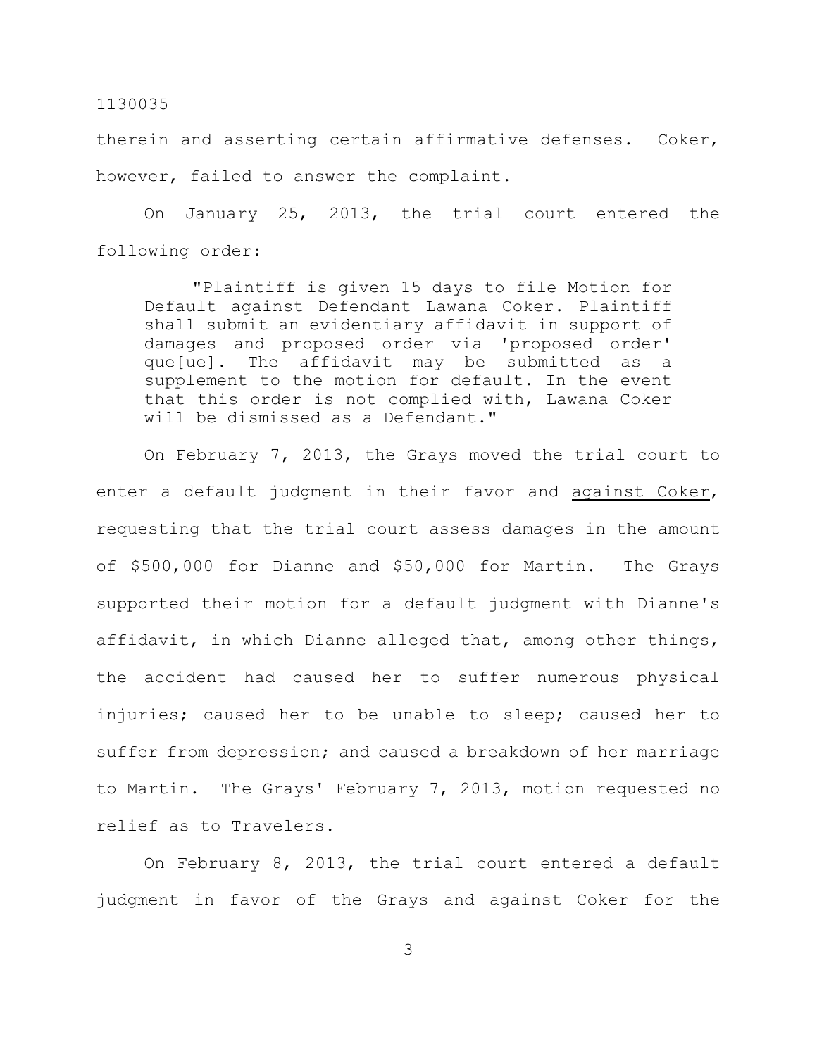therein and asserting certain affirmative defenses. Coker, however, failed to answer the complaint.

On January 25, 2013, the trial court entered the following order:

> "Plaintiff is given 15 days to file Motion for Default against Defendant Lawana Coker. Plaintiff shall submit an evidentiary affidavit in support of damages and proposed order via 'proposed order' que[ue]. The affidavit may be submitted as a supplement to the motion for default. In the event that this order is not complied with, Lawana Coker will be dismissed as a Defendant."

On February 7, 2013, the Grays moved the trial court to enter a default judgment in their favor and <u>against Coker</u>, requesting that the trial court assess damages in the amount of $500,000 for Dianne and $50,000 for Martin. The Grays supported their motion for a default judgment with Dianne's affidavit, in which Dianne alleged that, among other things, the accident had caused her to suffer numerous physical injuries; caused her to be unable to sleep; caused her to suffer from depression; and caused a breakdown of her marriage to Martin. The Grays' February 7, 2013, motion requested no relief as to Travelers.

On February 8, 2013, the trial court entered a default judgment in favor of the Grays and against Coker for the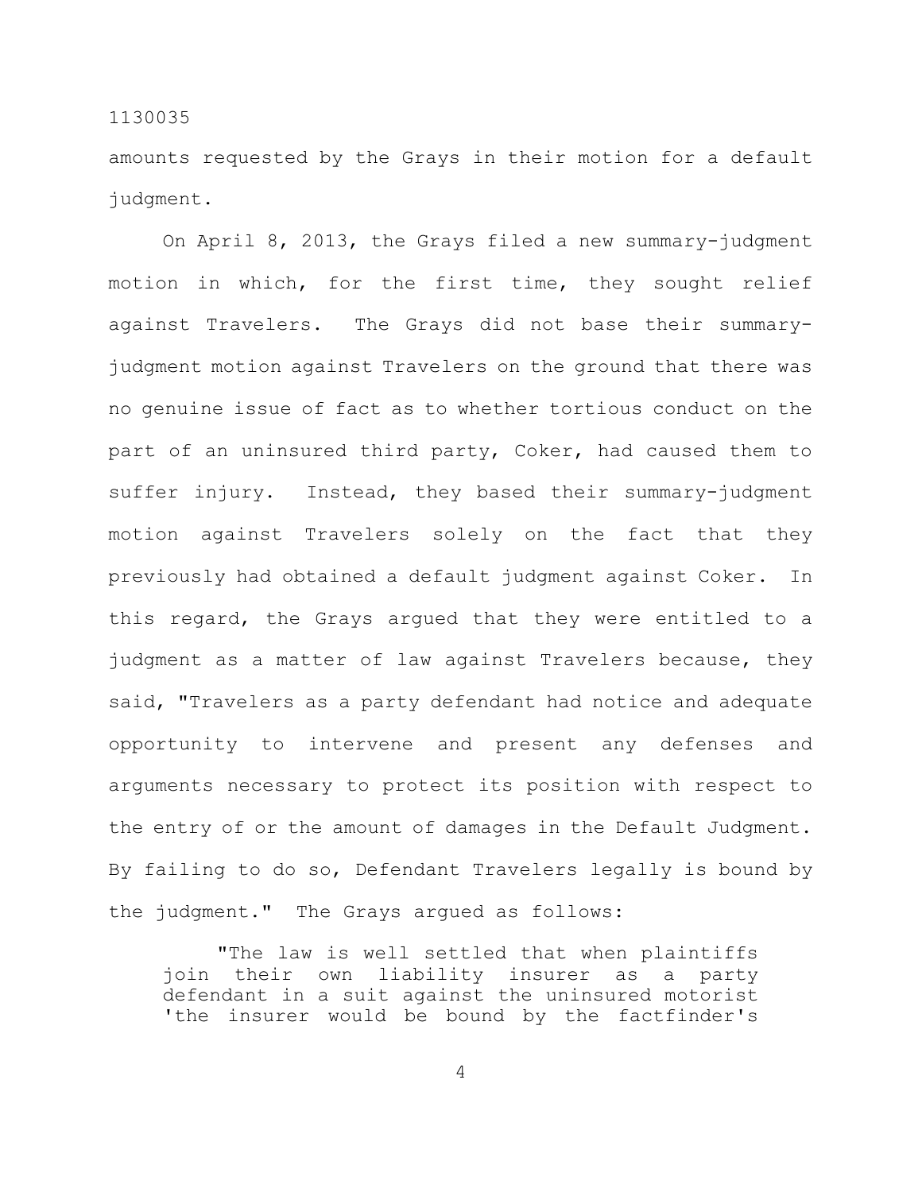amounts requested by the Grays in their motion for a default judgment.

On April 8, 2013, the Grays filed a new summary-judgment motion in which, for the first time, they sought relief against Travelers. The Grays did not base their summary-judgment motion against Travelers on the ground that there was no genuine issue of fact as to whether tortious conduct on the part of an uninsured third party, Coker, had caused them to suffer injury. Instead, they based their summary-judgment motion against Travelers solely on the fact that they previously had obtained a default judgment against Coker. In this regard, the Grays argued that they were entitled to a judgment as a matter of law against Travelers because, they said, "Travelers as a party defendant had notice and adequate opportunity to intervene and present any defenses and arguments necessary to protect its position with respect to the entry of or the amount of damages in the Default Judgment. By failing to do so, Defendant Travelers legally is bound by the judgment." The Grays argued as follows:

> "The law is well settled that when plaintiffs join their own liability insurer as a party defendant in a suit against the uninsured motorist 'the insurer would be bound by the factfinder's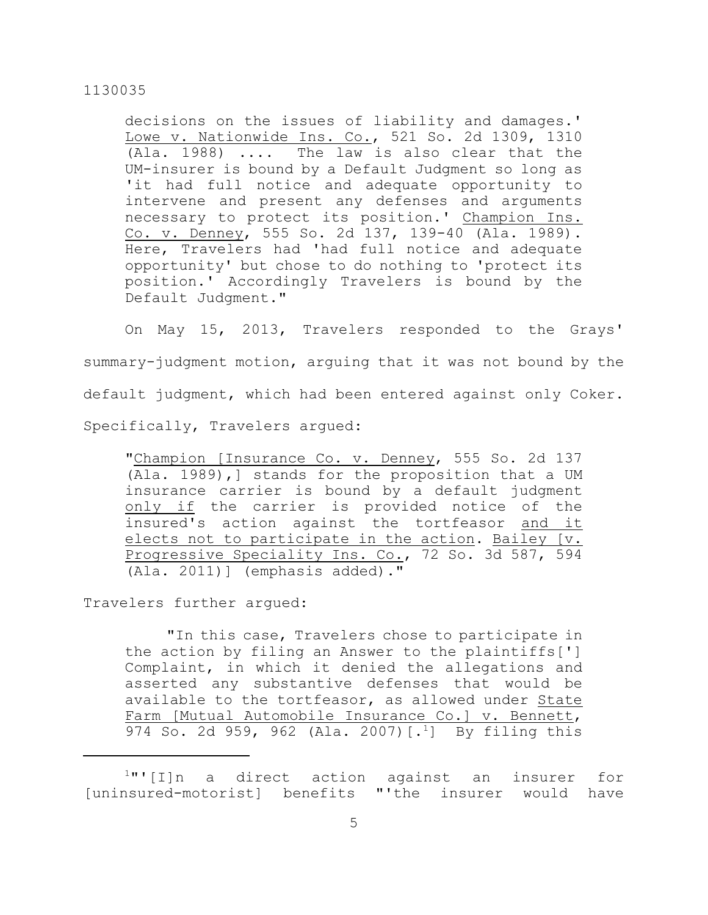decisions on the issues of liability and damages.' Lowe v. Nationwide Ins. Co., 521 So. 2d 1309, 1310 (Ala. 1988) .... The law is also clear that the UM-insurer is bound by a Default Judgment so long as 'it had full notice and adequate opportunity to intervene and present any defenses and arguments necessary to protect its position.' Champion Ins. Co. v. Denney, 555 So. 2d 137, 139-40 (Ala. 1989). Here, Travelers had 'had full notice and adequate opportunity' but chose to do nothing to 'protect its position.' Accordingly Travelers is bound by the Default Judgment."

On May 15, 2013, Travelers responded to the Grays' summary-judgment motion, arguing that it was not bound by the default judgment, which had been entered against only Coker. Specifically, Travelers argued:

> "Champion [Insurance Co. v. Denney, 555 So. 2d 137 (Ala. 1989),] stands for the proposition that a UM insurance carrier is bound by a default judgment only if the carrier is provided notice of the insured's action against the tortfeasor and it elects not to participate in the action. Bailey [v. Progressive Speciality Ins. Co., 72 So. 3d 587, 594 (Ala. 2011)] (emphasis added)."

Travelers further argued:

> "In this case, Travelers chose to participate in the action by filing an Answer to the plaintiffs['] Complaint, in which it denied the allegations and asserted any substantive defenses that would be available to the tortfeasor, as allowed under State Farm [Mutual Automobile Insurance Co.] v. Bennett, 974 So. 2d 959, 962 (Ala. 2007)[.[1]] By filing this

---

[1]"'[I]n a direct action against an insurer for [uninsured-motorist] benefits "'the insurer would have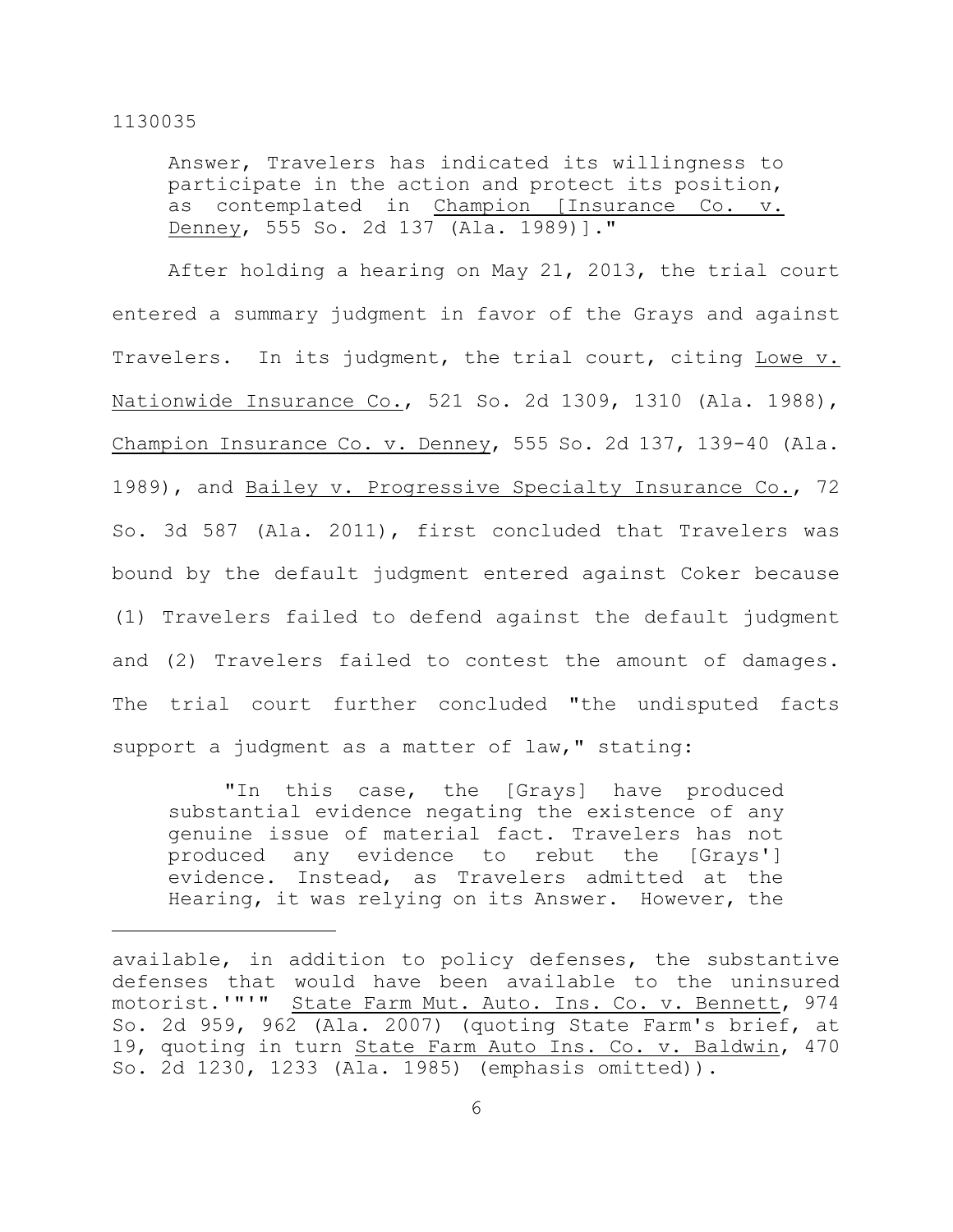Answer, Travelers has indicated its willingness to participate in the action and protect its position, as contemplated in Champion [Insurance Co. v. Denney, 555 So. 2d 137 (Ala. 1989)]."

After holding a hearing on May 21, 2013, the trial court entered a summary judgment in favor of the Grays and against Travelers. In its judgment, the trial court, citing Lowe v. Nationwide Insurance Co., 521 So. 2d 1309, 1310 (Ala. 1988), Champion Insurance Co. v. Denney, 555 So. 2d 137, 139-40 (Ala. 1989), and Bailey v. Progressive Specialty Insurance Co., 72 So. 3d 587 (Ala. 2011), first concluded that Travelers was bound by the default judgment entered against Coker because (1) Travelers failed to defend against the default judgment and (2) Travelers failed to contest the amount of damages. The trial court further concluded "the undisputed facts support a judgment as a matter of law," stating:

> "In this case, the [Grays] have produced substantial evidence negating the existence of any genuine issue of material fact. Travelers has not produced any evidence to rebut the [Grays'] evidence. Instead, as Travelers admitted at the Hearing, it was relying on its Answer. However, the

---

available, in addition to policy defenses, the substantive defenses that would have been available to the uninsured motorist.'"'" State Farm Mut. Auto. Ins. Co. v. Bennett, 974 So. 2d 959, 962 (Ala. 2007) (quoting State Farm's brief, at 19, quoting in turn State Farm Auto Ins. Co. v. Baldwin, 470 So. 2d 1230, 1233 (Ala. 1985) (emphasis omitted)).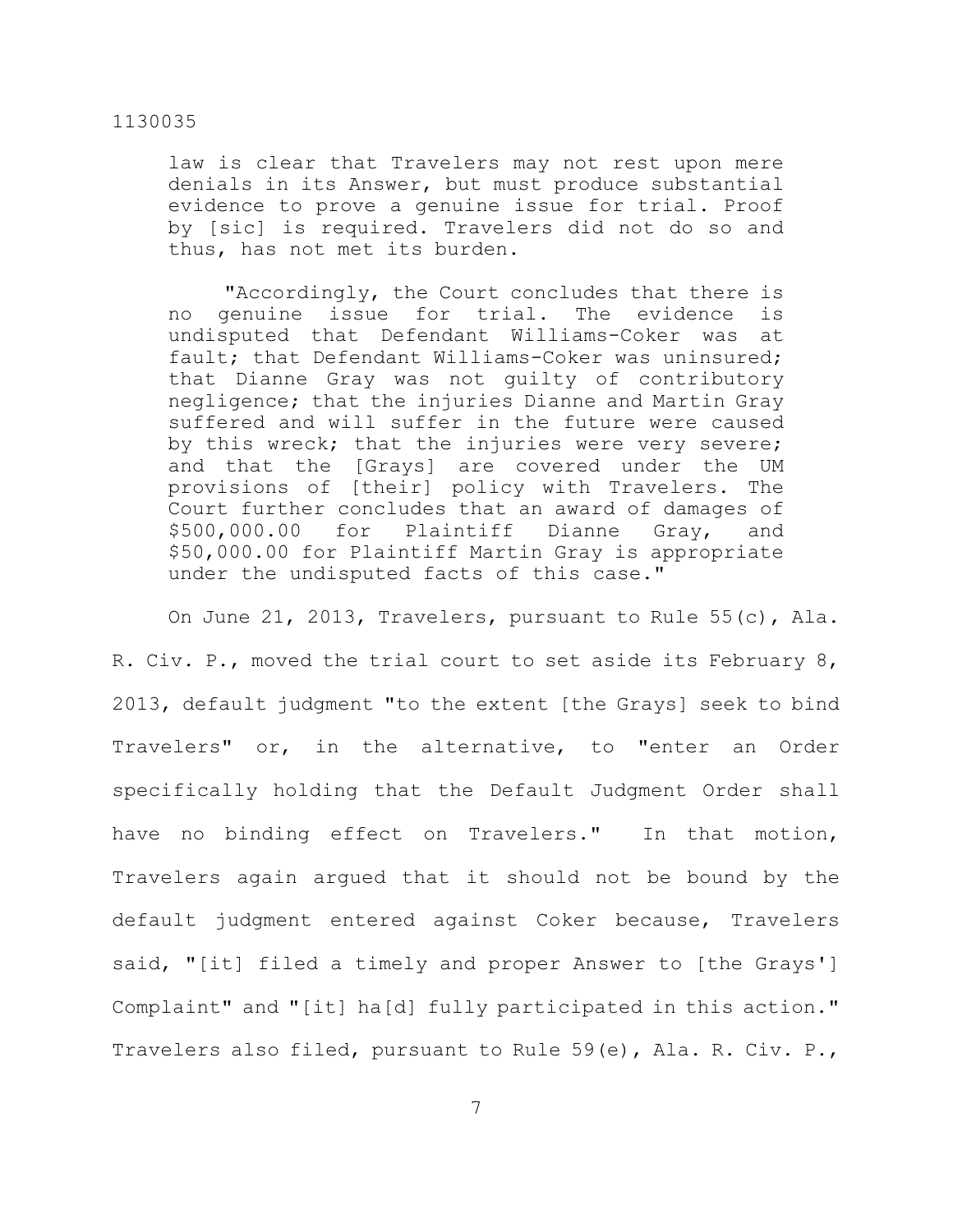law is clear that Travelers may not rest upon mere denials in its Answer, but must produce substantial evidence to prove a genuine issue for trial. Proof by [sic] is required. Travelers did not do so and thus, has not met its burden.

"Accordingly, the Court concludes that there is no genuine issue for trial. The evidence is undisputed that Defendant Williams-Coker was at fault; that Defendant Williams-Coker was uninsured; that Dianne Gray was not guilty of contributory negligence; that the injuries Dianne and Martin Gray suffered and will suffer in the future were caused by this wreck; that the injuries were very severe; and that the [Grays] are covered under the UM provisions of [their] policy with Travelers. The Court further concludes that an award of damages of $500,000.00 for Plaintiff Dianne Gray, and $50,000.00 for Plaintiff Martin Gray is appropriate under the undisputed facts of this case."

On June 21, 2013, Travelers, pursuant to Rule 55(c), Ala. R. Civ. P., moved the trial court to set aside its February 8, 2013, default judgment "to the extent [the Grays] seek to bind Travelers" or, in the alternative, to "enter an Order specifically holding that the Default Judgment Order shall have no binding effect on Travelers." In that motion, Travelers again argued that it should not be bound by the default judgment entered against Coker because, Travelers said, "[it] filed a timely and proper Answer to [the Grays'] Complaint" and "[it] ha[d] fully participated in this action." Travelers also filed, pursuant to Rule 59(e), Ala. R. Civ. P.,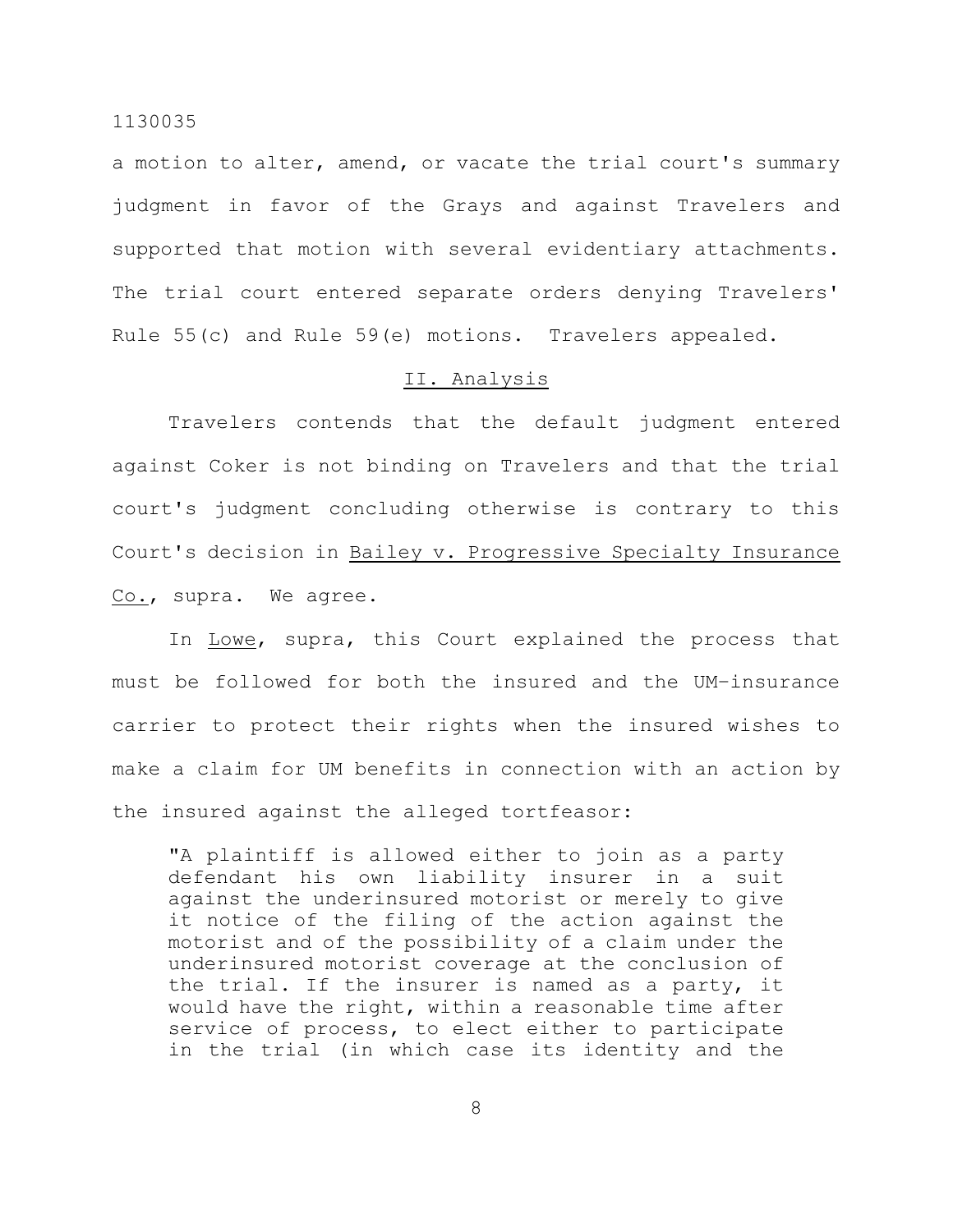a motion to alter, amend, or vacate the trial court's summary judgment in favor of the Grays and against Travelers and supported that motion with several evidentiary attachments. The trial court entered separate orders denying Travelers' Rule 55(c) and Rule 59(e) motions. Travelers appealed.

## II. Analysis

Travelers contends that the default judgment entered against Coker is not binding on Travelers and that the trial court's judgment concluding otherwise is contrary to this Court's decision in Bailey v. Progressive Specialty Insurance Co., supra. We agree.

In Lowe, supra, this Court explained the process that must be followed for both the insured and the UM-insurance carrier to protect their rights when the insured wishes to make a claim for UM benefits in connection with an action by the insured against the alleged tortfeasor:

> "A plaintiff is allowed either to join as a party defendant his own liability insurer in a suit against the underinsured motorist or merely to give it notice of the filing of the action against the motorist and of the possibility of a claim under the underinsured motorist coverage at the conclusion of the trial. If the insurer is named as a party, it would have the right, within a reasonable time after service of process, to elect either to participate in the trial (in which case its identity and the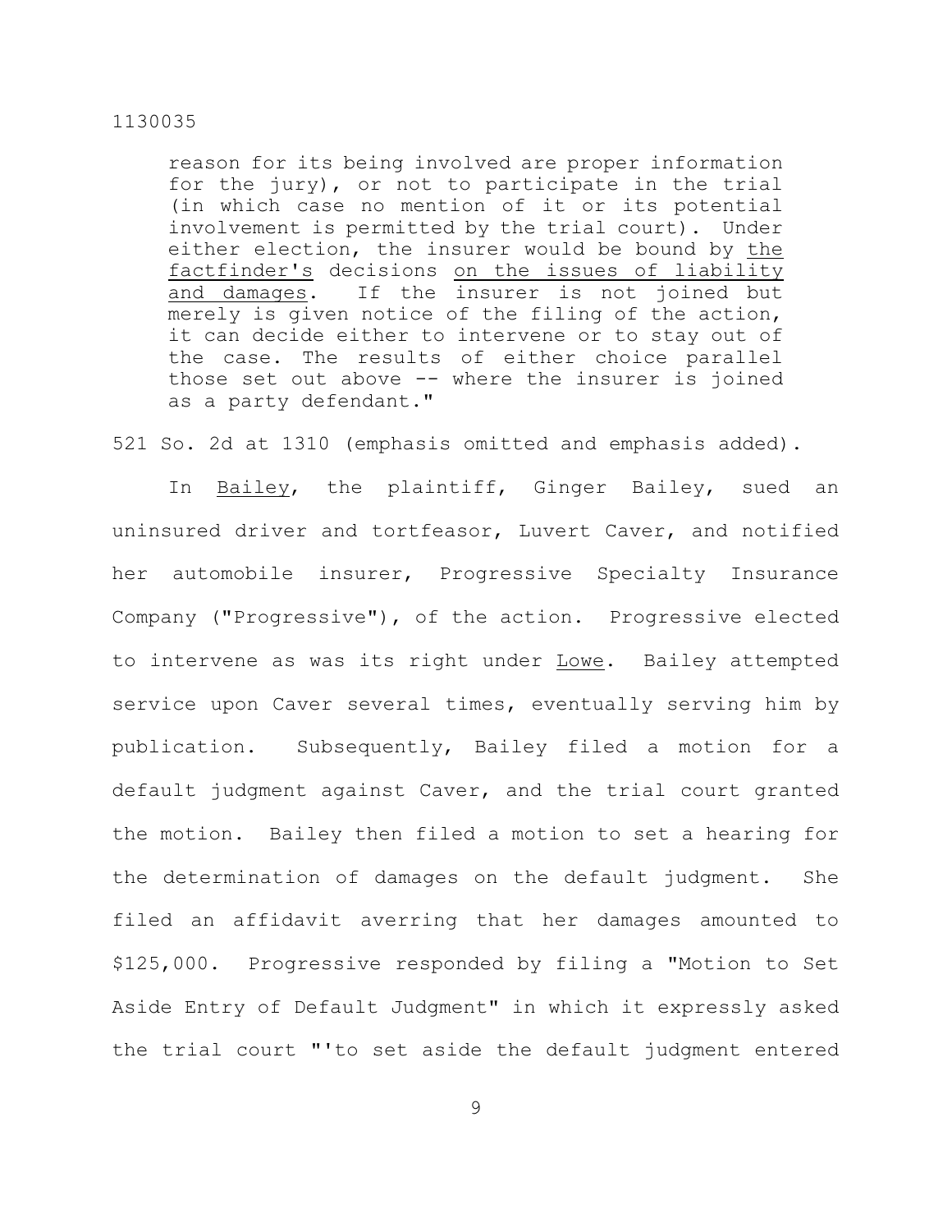reason for its being involved are proper information for the jury), or not to participate in the trial (in which case no mention of it or its potential involvement is permitted by the trial court). Under either election, the insurer would be bound by <u>the factfinder's</u> decisions <u>on the issues of liability and damages</u>. If the insurer is not joined but merely is given notice of the filing of the action, it can decide either to intervene or to stay out of the case. The results of either choice parallel those set out above -- where the insurer is joined as a party defendant."

521 So. 2d at 1310 (emphasis omitted and emphasis added).

In <u>Bailey</u>, the plaintiff, Ginger Bailey, sued an uninsured driver and tortfeasor, Luvert Caver, and notified her automobile insurer, Progressive Specialty Insurance Company ("Progressive"), of the action. Progressive elected to intervene as was its right under <u>Lowe</u>. Bailey attempted service upon Caver several times, eventually serving him by publication. Subsequently, Bailey filed a motion for a default judgment against Caver, and the trial court granted the motion. Bailey then filed a motion to set a hearing for the determination of damages on the default judgment. She filed an affidavit averring that her damages amounted to $125,000. Progressive responded by filing a "Motion to Set Aside Entry of Default Judgment" in which it expressly asked the trial court "'to set aside the default judgment entered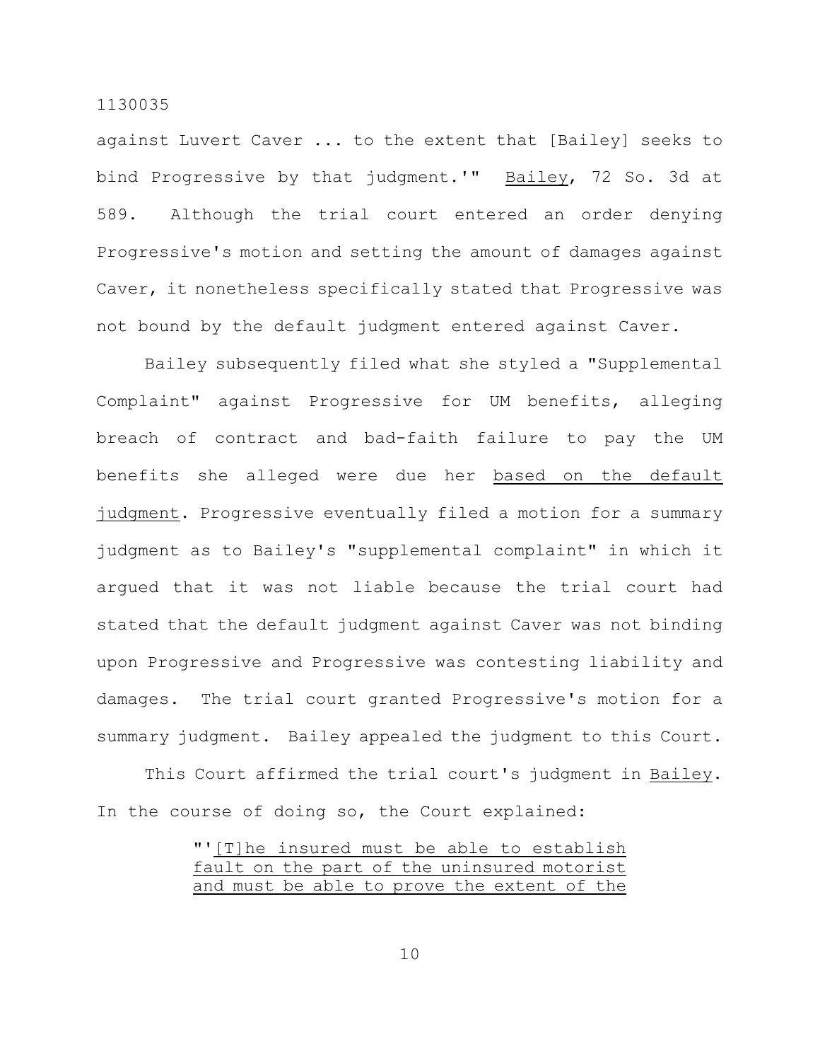against Luvert Caver ... to the extent that [Bailey] seeks to bind Progressive by that judgment.'" Bailey, 72 So. 3d at 589. Although the trial court entered an order denying Progressive's motion and setting the amount of damages against Caver, it nonetheless specifically stated that Progressive was not bound by the default judgment entered against Caver.

Bailey subsequently filed what she styled a "Supplemental Complaint" against Progressive for UM benefits, alleging breach of contract and bad-faith failure to pay the UM benefits she alleged were due her based on the default judgment. Progressive eventually filed a motion for a summary judgment as to Bailey's "supplemental complaint" in which it argued that it was not liable because the trial court had stated that the default judgment against Caver was not binding upon Progressive and Progressive was contesting liability and damages. The trial court granted Progressive's motion for a summary judgment. Bailey appealed the judgment to this Court.

This Court affirmed the trial court's judgment in Bailey. In the course of doing so, the Court explained:

> "'[T]he insured must be able to establish fault on the part of the uninsured motorist and must be able to prove the extent of the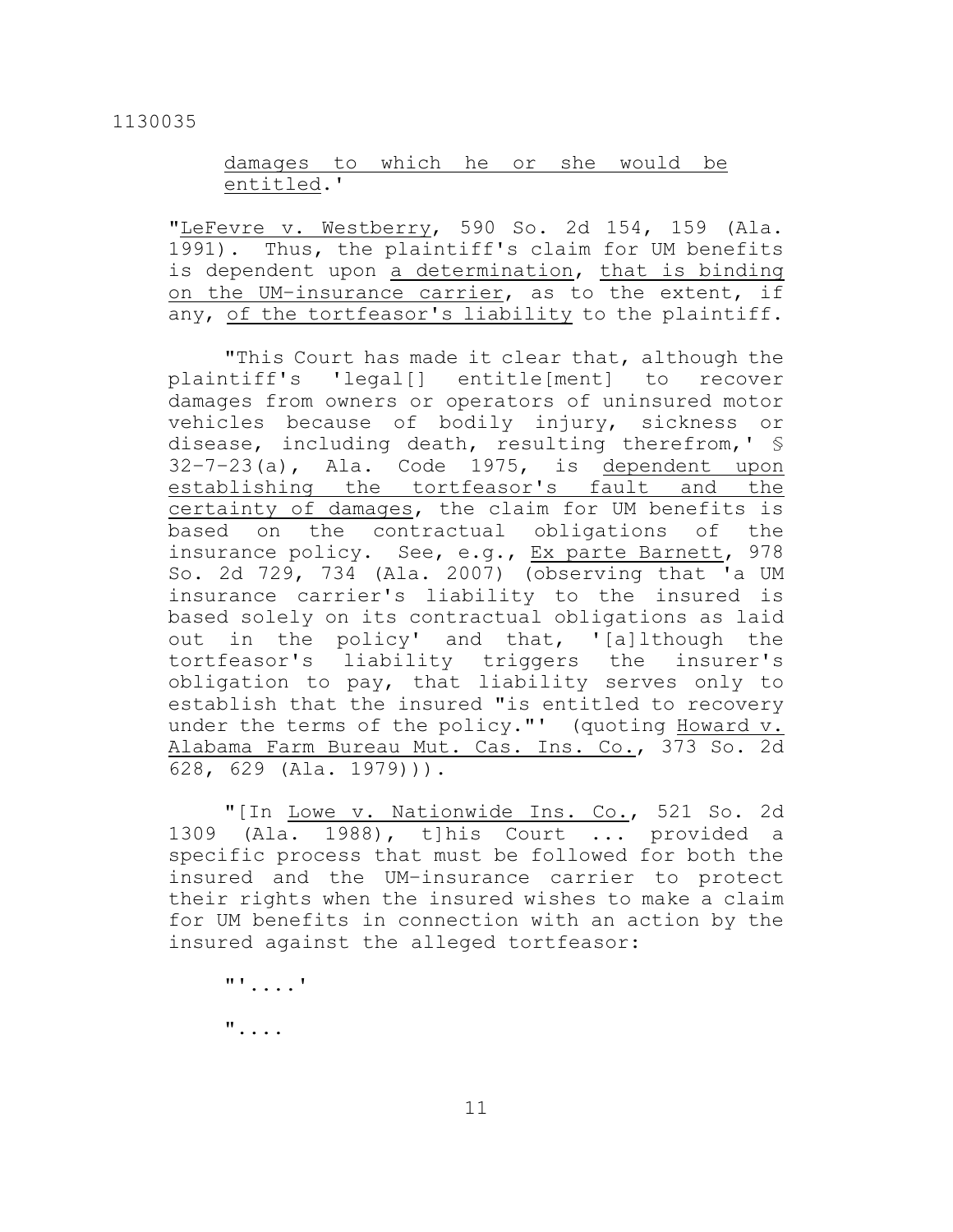damages to which he or she would be entitled.'

"LeFevre v. Westberry, 590 So. 2d 154, 159 (Ala. 1991). Thus, the plaintiff's claim for UM benefits is dependent upon a determination, that is binding on the UM-insurance carrier, as to the extent, if any, of the tortfeasor's liability to the plaintiff.

"This Court has made it clear that, although the plaintiff's 'legal[] entitle[ment] to recover damages from owners or operators of uninsured motor vehicles because of bodily injury, sickness or disease, including death, resulting therefrom,' § 32-7-23(a), Ala. Code 1975, is dependent upon establishing the tortfeasor's fault and the certainty of damages, the claim for UM benefits is based on the contractual obligations of the insurance policy. See, e.g., Ex parte Barnett, 978 So. 2d 729, 734 (Ala. 2007) (observing that 'a UM insurance carrier's liability to the insured is based solely on its contractual obligations as laid out in the policy' and that, '[a]lthough the tortfeasor's liability triggers the insurer's obligation to pay, that liability serves only to establish that the insured "is entitled to recovery under the terms of the policy."' (quoting Howard v. Alabama Farm Bureau Mut. Cas. Ins. Co., 373 So. 2d 628, 629 (Ala. 1979))).

"[In Lowe v. Nationwide Ins. Co., 521 So. 2d 1309 (Ala. 1988), t]his Court ... provided a specific process that must be followed for both the insured and the UM-insurance carrier to protect their rights when the insured wishes to make a claim for UM benefits in connection with an action by the insured against the alleged tortfeasor:

"'....'

"....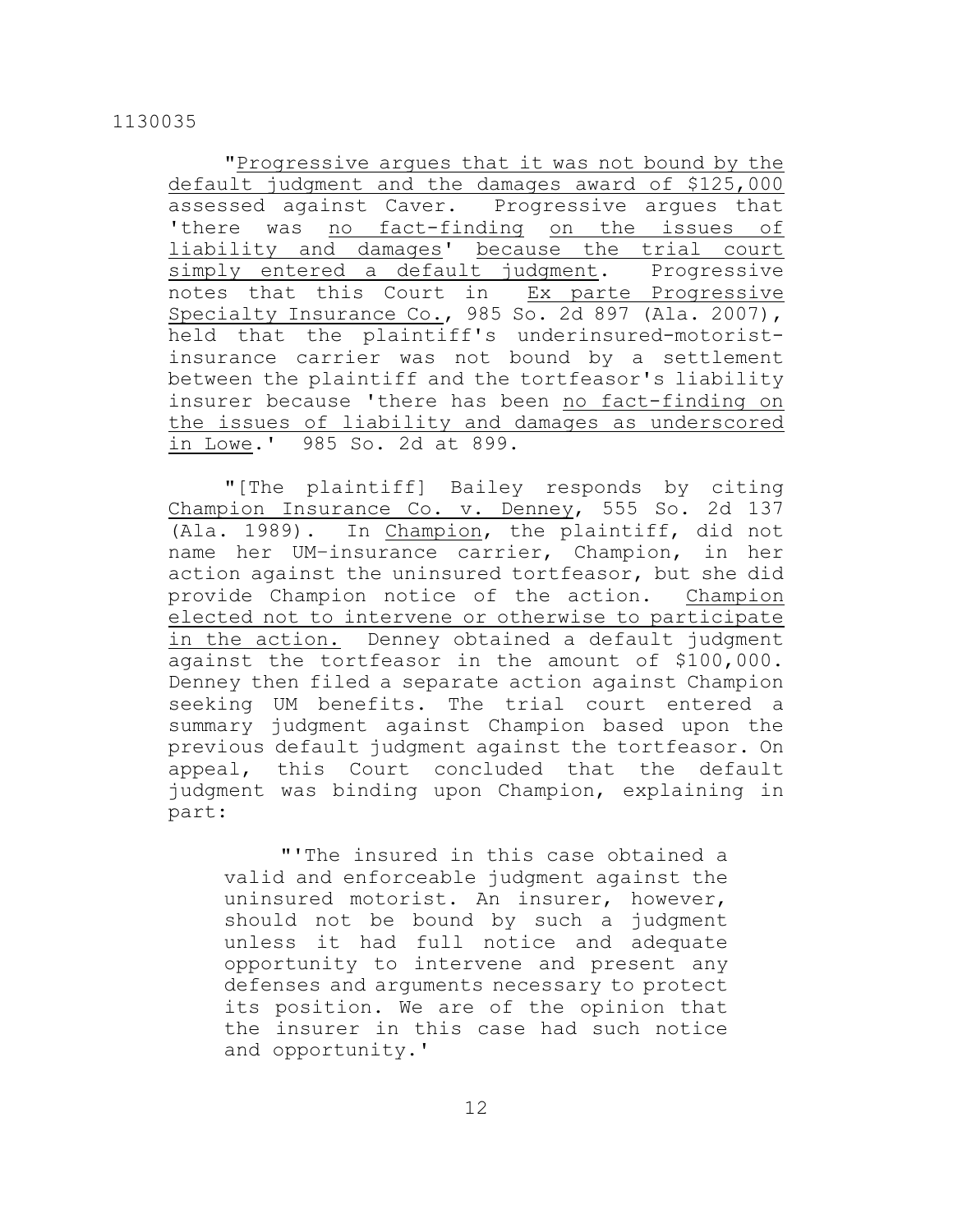"Progressive argues that it was not bound by the default judgment and the damages award of $125,000 assessed against Caver. Progressive argues that 'there was no fact-finding on the issues of liability and damages' because the trial court simply entered a default judgment. Progressive notes that this Court in *Ex parte Progressive Specialty Insurance Co.*, 985 So. 2d 897 (Ala. 2007), held that the plaintiff's underinsured-motorist-insurance carrier was not bound by a settlement between the plaintiff and the tortfeasor's liability insurer because 'there has been no fact-finding on the issues of liability and damages as underscored in Lowe.' 985 So. 2d at 899.

"[The plaintiff] Bailey responds by citing *Champion Insurance Co. v. Denney*, 555 So. 2d 137 (Ala. 1989). In *Champion*, the plaintiff, did not name her UM-insurance carrier, Champion, in her action against the uninsured tortfeasor, but she did provide Champion notice of the action. Champion elected not to intervene or otherwise to participate in the action. Denney obtained a default judgment against the tortfeasor in the amount of $100,000. Denney then filed a separate action against Champion seeking UM benefits. The trial court entered a summary judgment against Champion based upon the previous default judgment against the tortfeasor. On appeal, this Court concluded that the default judgment was binding upon Champion, explaining in part:

> "'The insured in this case obtained a valid and enforceable judgment against the uninsured motorist. An insurer, however, should not be bound by such a judgment unless it had full notice and adequate opportunity to intervene and present any defenses and arguments necessary to protect its position. We are of the opinion that the insurer in this case had such notice and opportunity.'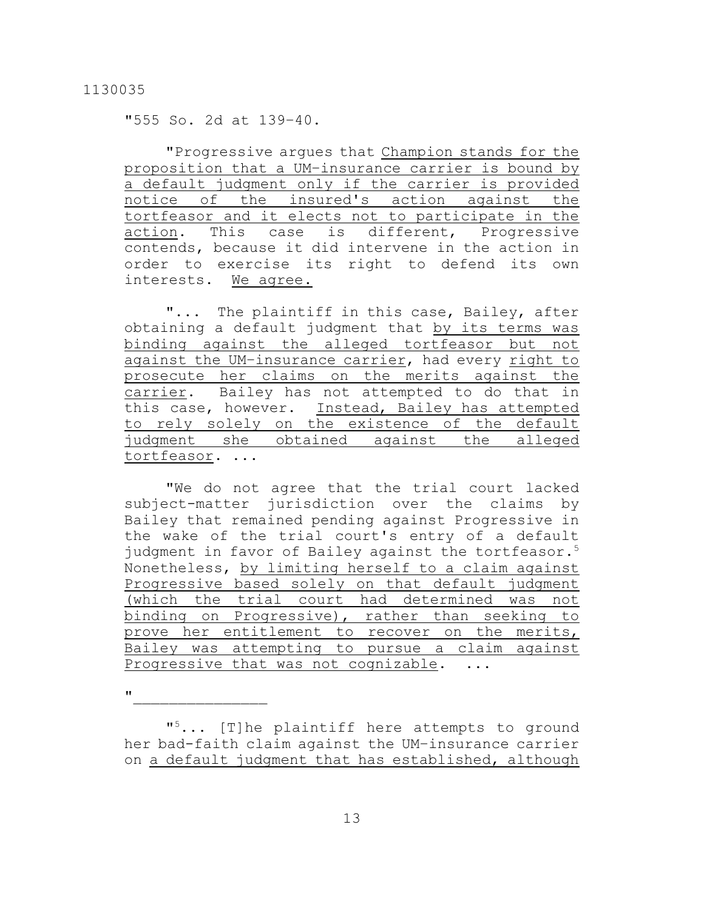"555 So. 2d at 139-40.

"Progressive argues that Champion stands for the proposition that a UM-insurance carrier is bound by a default judgment only if the carrier is provided notice of the insured's action against the tortfeasor and it elects not to participate in the action. This case is different, Progressive contends, because it did intervene in the action in order to exercise its right to defend its own interests. We agree.

"... The plaintiff in this case, Bailey, after obtaining a default judgment that by its terms was binding against the alleged tortfeasor but not against the UM-insurance carrier, had every right to prosecute her claims on the merits against the carrier. Bailey has not attempted to do that in this case, however. Instead, Bailey has attempted to rely solely on the existence of the default judgment she obtained against the alleged tortfeasor. ...

"We do not agree that the trial court lacked subject-matter jurisdiction over the claims by Bailey that remained pending against Progressive in the wake of the trial court's entry of a default judgment in favor of Bailey against the tortfeasor.[5] Nonetheless, by limiting herself to a claim against Progressive based solely on that default judgment (which the trial court had determined was not binding on Progressive), rather than seeking to prove her entitlement to recover on the merits, Bailey was attempting to pursue a claim against Progressive that was not cognizable. ...

"_______________

"[5]... [T]he plaintiff here attempts to ground her bad-faith claim against the UM-insurance carrier on a default judgment that has established, although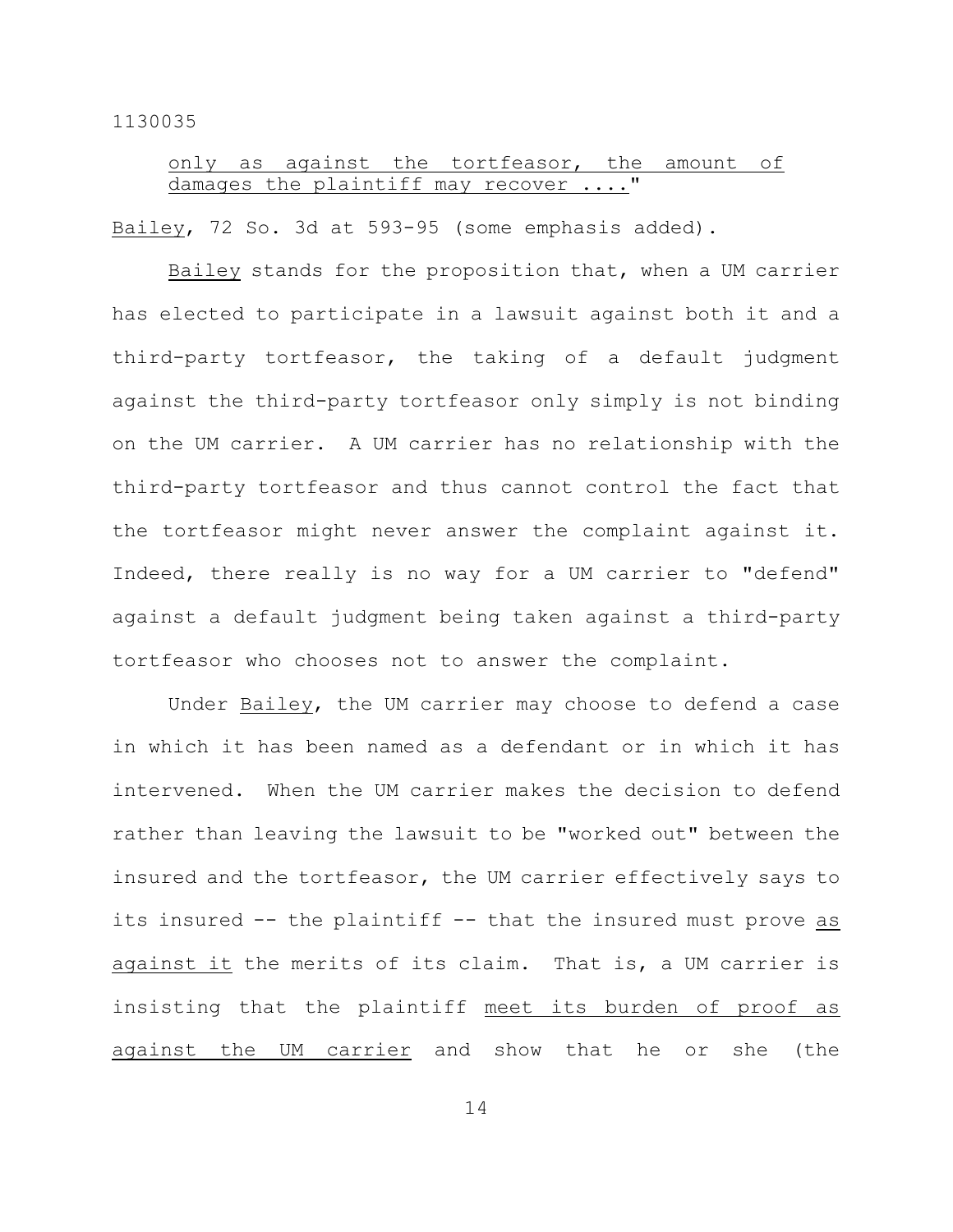only as against the tortfeasor, the amount of damages the plaintiff may recover ...."

Bailey, 72 So. 3d at 593-95 (some emphasis added).

Bailey stands for the proposition that, when a UM carrier has elected to participate in a lawsuit against both it and a third-party tortfeasor, the taking of a default judgment against the third-party tortfeasor only simply is not binding on the UM carrier. A UM carrier has no relationship with the third-party tortfeasor and thus cannot control the fact that the tortfeasor might never answer the complaint against it. Indeed, there really is no way for a UM carrier to "defend" against a default judgment being taken against a third-party tortfeasor who chooses not to answer the complaint.

Under Bailey, the UM carrier may choose to defend a case in which it has been named as a defendant or in which it has intervened. When the UM carrier makes the decision to defend rather than leaving the lawsuit to be "worked out" between the insured and the tortfeasor, the UM carrier effectively says to its insured -- the plaintiff -- that the insured must prove as against it the merits of its claim. That is, a UM carrier is insisting that the plaintiff meet its burden of proof as against the UM carrier and show that he or she (the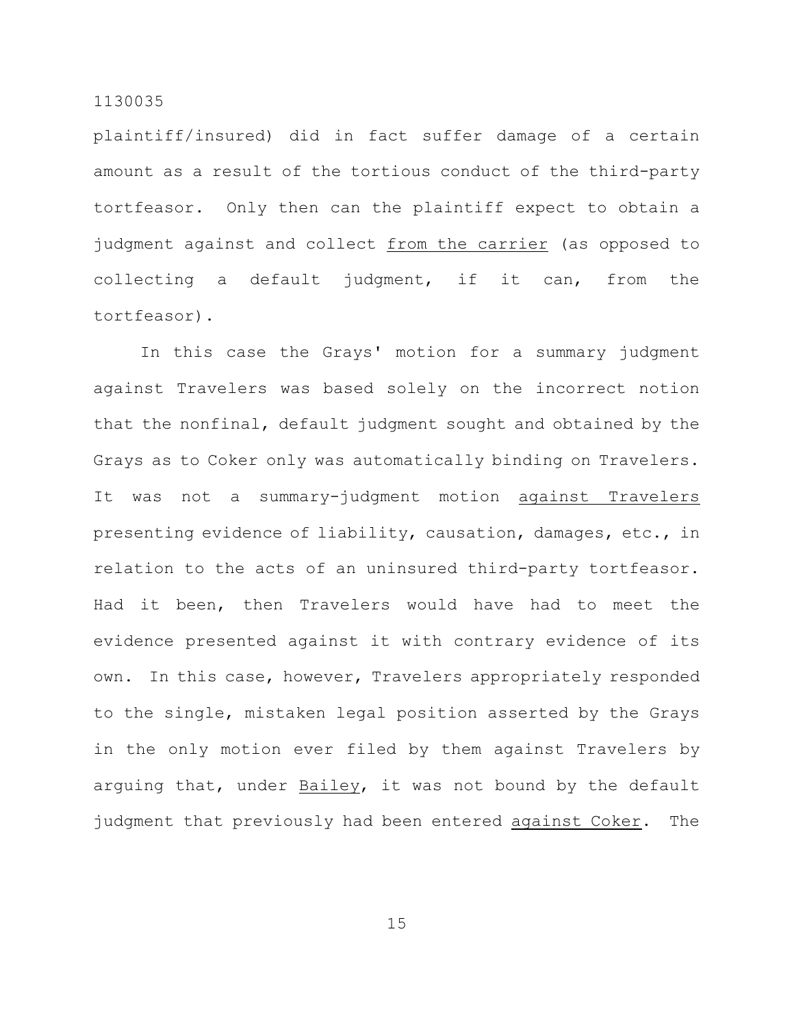plaintiff/insured) did in fact suffer damage of a certain amount as a result of the tortious conduct of the third-party tortfeasor. Only then can the plaintiff expect to obtain a judgment against and collect _from the carrier_ (as opposed to collecting a default judgment, if it can, from the tortfeasor).

In this case the Grays' motion for a summary judgment against Travelers was based solely on the incorrect notion that the nonfinal, default judgment sought and obtained by the Grays as to Coker only was automatically binding on Travelers. It was not a summary-judgment motion _against Travelers_ presenting evidence of liability, causation, damages, etc., in relation to the acts of an uninsured third-party tortfeasor. Had it been, then Travelers would have had to meet the evidence presented against it with contrary evidence of its own. In this case, however, Travelers appropriately responded to the single, mistaken legal position asserted by the Grays in the only motion ever filed by them against Travelers by arguing that, under _Bailey_, it was not bound by the default judgment that previously had been entered _against Coker_. The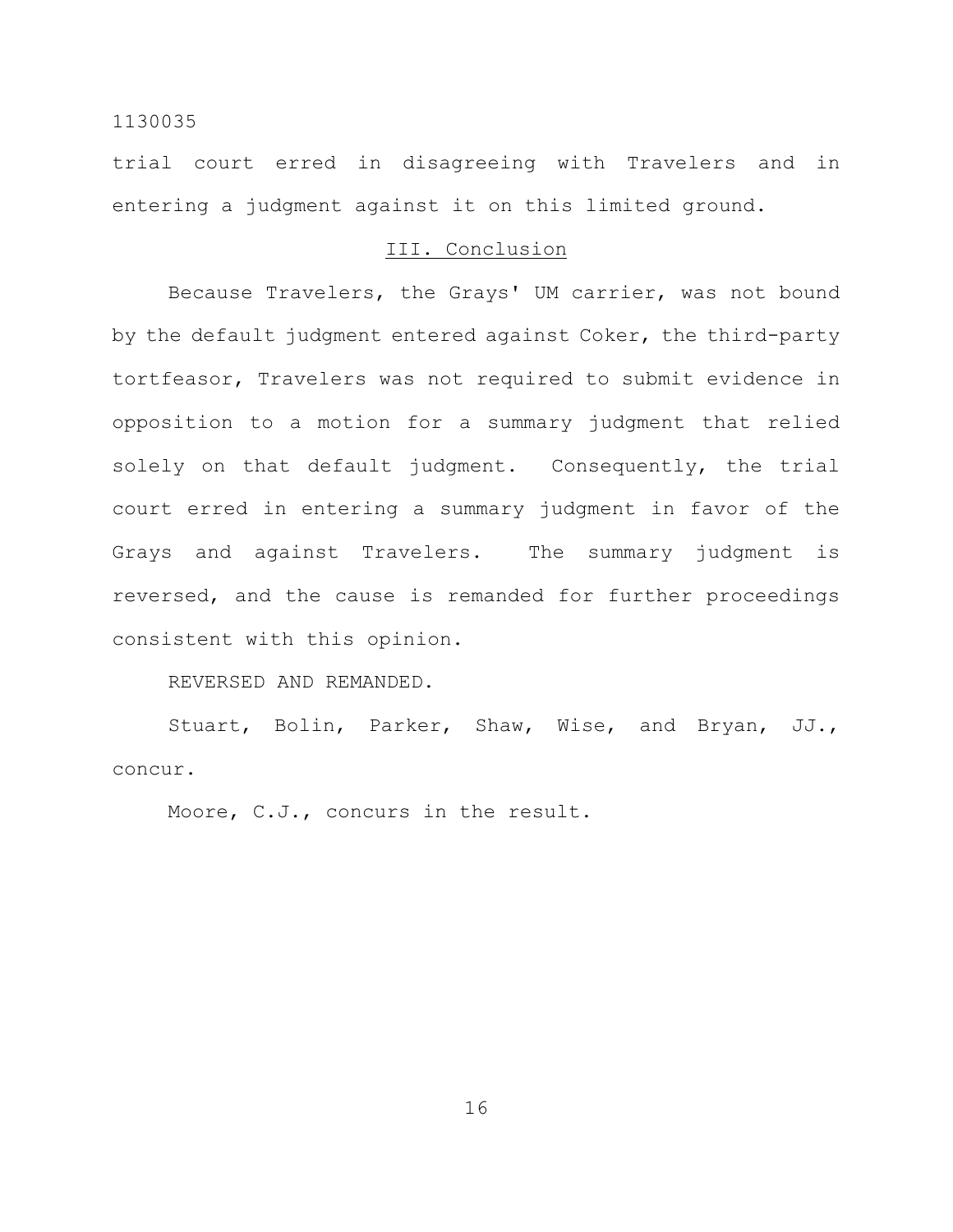trial court erred in disagreeing with Travelers and in entering a judgment against it on this limited ground.

## III. Conclusion

Because Travelers, the Grays' UM carrier, was not bound by the default judgment entered against Coker, the third-party tortfeasor, Travelers was not required to submit evidence in opposition to a motion for a summary judgment that relied solely on that default judgment. Consequently, the trial court erred in entering a summary judgment in favor of the Grays and against Travelers. The summary judgment is reversed, and the cause is remanded for further proceedings consistent with this opinion.

REVERSED AND REMANDED.

Stuart, Bolin, Parker, Shaw, Wise, and Bryan, JJ., concur.

Moore, C.J., concurs in the result.